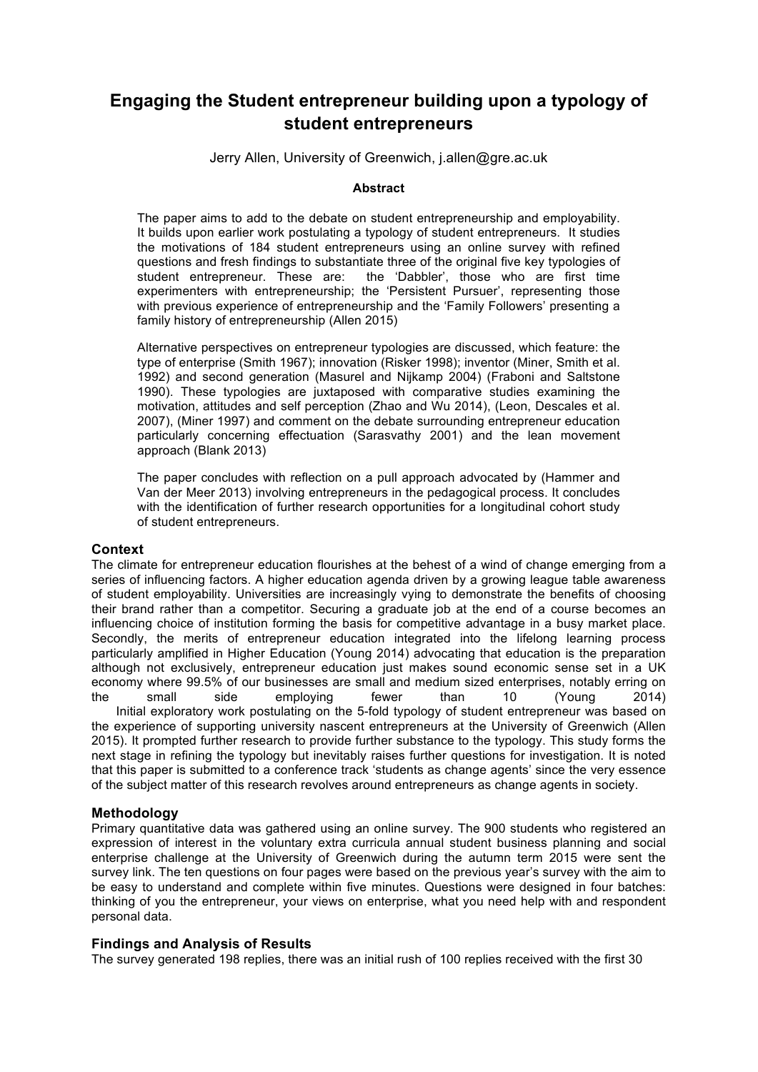# Engaging the Student entrepreneur building upon a typology of student entrepreneurs

Jerry Allen, University of Greenwich, j.allen@gre.ac.uk

**Abstract**

The paper aims to add to the debate on student entrepreneurship and employability. It builds upon earlier work postulating a typology of student entrepreneurs. It studies the motivations of 184 student entrepreneurs using an online survey with refined questions and fresh findings to substantiate three of the original five key typologies of student entrepreneur. These are: the 'Dabbler', those who are first time experimenters with entrepreneurship; the 'Persistent Pursuer', representing those with previous experience of entrepreneurship and the 'Family Followers' presenting a family history of entrepreneurship (Allen 2015)

Alternative perspectives on entrepreneur typologies are discussed, which feature: the type of enterprise (Smith 1967); innovation (Risker 1998); inventor (Miner, Smith et al. 1992) and second generation (Masurel and Nijkamp 2004) (Fraboni and Saltstone 1990). These typologies are juxtaposed with comparative studies examining the motivation, attitudes and self perception (Zhao and Wu 2014), (Leon, Descales et al. 2007), (Miner 1997) and comment on the debate surrounding entrepreneur education particularly concerning effectuation (Sarasvathy 2001) and the lean movement approach (Blank 2013)

The paper concludes with reflection on a pull approach advocated by (Hammer and Van der Meer 2013) involving entrepreneurs in the pedagogical process. It concludes with the identification of further research opportunities for a longitudinal cohort study of student entrepreneurs.

## Context

The climate for entrepreneur education flourishes at the behest of a wind of change emerging from a series of influencing factors. A higher education agenda driven by a growing league table awareness of student employability. Universities are increasingly vying to demonstrate the benefits of choosing their brand rather than a competitor. Securing a graduate job at the end of a course becomes an influencing choice of institution forming the basis for competitive advantage in a busy market place. Secondly, the merits of entrepreneur education integrated into the lifelong learning process particularly amplified in Higher Education (Young 2014) advocating that education is the preparation although not exclusively, entrepreneur education just makes sound economic sense set in a UK economy where 99.5% of our businesses are small and medium sized enterprises, notably erring on the small side employing fewer than 10 (Young 2014)

Initial exploratory work postulating on the 5-fold typology of student entrepreneur was based on the experience of supporting university nascent entrepreneurs at the University of Greenwich (Allen 2015). It prompted further research to provide further substance to the typology. This study forms the next stage in refining the typology but inevitably raises further questions for investigation. It is noted that this paper is submitted to a conference track 'students as change agents' since the very essence of the subject matter of this research revolves around entrepreneurs as change agents in society.

## Methodology

Primary quantitative data was gathered using an online survey. The 900 students who registered an expression of interest in the voluntary extra curricula annual student business planning and social enterprise challenge at the University of Greenwich during the autumn term 2015 were sent the survey link. The ten questions on four pages were based on the previous year's survey with the aim to be easy to understand and complete within five minutes. Questions were designed in four batches: thinking of you the entrepreneur, your views on enterprise, what you need help with and respondent personal data.

## Findings and Analysis of Results

The survey generated 198 replies, there was an initial rush of 100 replies received with the first 30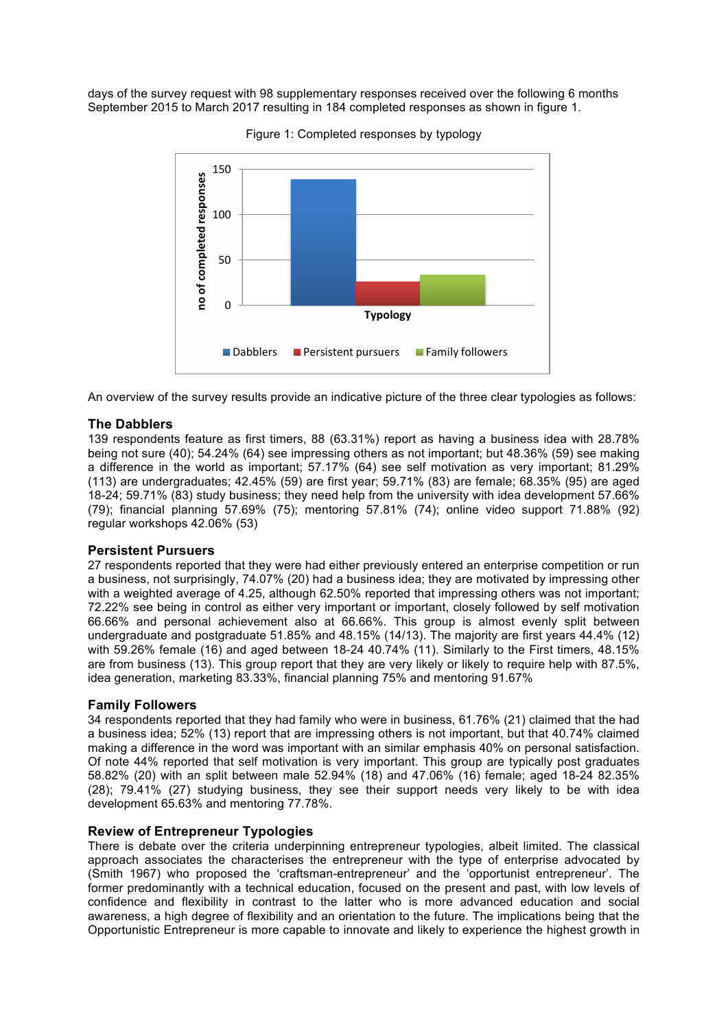days of the survey request with 98 supplementary responses received over the following 6 months September 2015 to March 2017 resulting in 184 completed responses as shown in figure 1.

Figure 1: Completed responses by typology

An overview of the survey results provide an indicative picture of the three clear typologies as follows:

### The Dabblers

139 respondents feature as first timers, 88 (63.31%) report as having a business idea with 28.78% being not sure (40); 54.24% (64) see impressing others as not important; but 48.36% (59) see making a difference in the world as important; 57.17% (64) see self motivation as very important; 81.29% (113) are undergraduates; 42.45% (59) are first year; 59.71% (83) are female; 68.35% (95) are aged 18-24; 59.71% (83) study business; they need help from the university with idea development 57.66% (79); financial planning 57.69% (75); mentoring 57.81% (74); online video support 71.88% (92) regular workshops 42.06% (53)

### Persistent Pursuers

27 respondents reported that they were had either previously entered an enterprise competition or run a business, not surprisingly, 74.07% (20) had a business idea; they are motivated by impressing other with a weighted average of 4.25, although 62.50% reported that impressing others was not important; 72.22% see being in control as either very important or important, closely followed by self motivation 66.66% and personal achievement also at 66.66%. This group is almost evenly split between undergraduate and postgraduate 51.85% and 48.15% (14/13). The majority are first years 44.4% (12) with 59.26% female (16) and aged between 18-24 40.74% (11). Similarly to the First timers, 48.15% are from business (13). This group report that they are very likely or likely to require help with 87.5%, idea generation, marketing 83.33%, financial planning 75% and mentoring 91.67%

### Family Followers

34 respondents reported that they had family who were in business, 61.76% (21) claimed that the had a business idea; 52% (13) report that are impressing others is not important, but that 40.74% claimed making a difference in the word was important with an similar emphasis 40% on personal satisfaction. Of note 44% reported that self motivation is very important. This group are typically post graduates 58.82% (20) with an split between male 52.94% (18) and 47.06% (16) female; aged 18-24 82.35% (28); 79.41% (27) studying business, they see their support needs very likely to be with idea development 65.63% and mentoring 77.78%.

### Review of Entrepreneur Typologies

There is debate over the criteria underpinning entrepreneur typologies, albeit limited. The classical approach associates the characterises the entrepreneur with the type of enterprise advocated by (Smith 1967) who proposed the 'craftsman-entrepreneur' and the 'opportunist entrepreneur'. The former predominantly with a technical education, focused on the present and past, with low levels of confidence and flexibility in contrast to the latter who is more advanced education and social awareness, a high degree of flexibility and an orientation to the future. The implications being that the Opportunistic Entrepreneur is more capable to innovate and likely to experience the highest growth in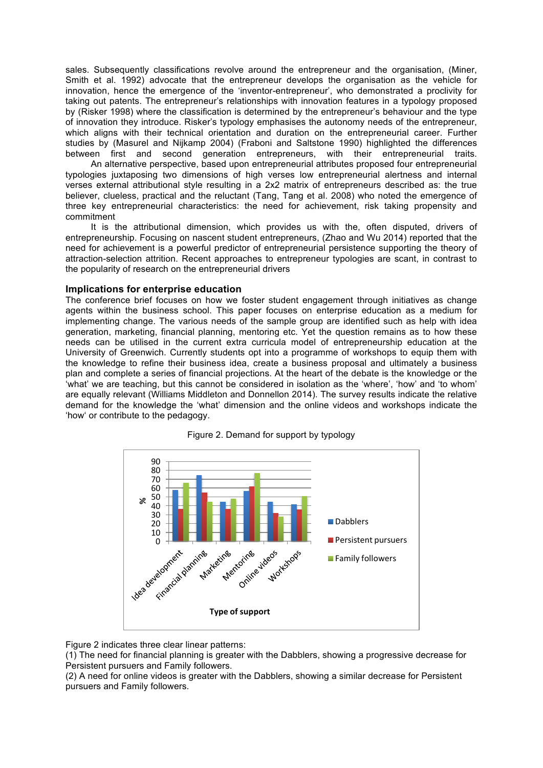sales. Subsequently classifications revolve around the entrepreneur and the organisation, (Miner, Smith et al. 1992) advocate that the entrepreneur develops the organisation as the vehicle for innovation, hence the emergence of the 'inventor-entrepreneur', who demonstrated a proclivity for taking out patents. The entrepreneur's relationships with innovation features in a typology proposed by (Risker 1998) where the classification is determined by the entrepreneur's behaviour and the type of innovation they introduce. Risker's typology emphasises the autonomy needs of the entrepreneur, which aligns with their technical orientation and duration on the entrepreneurial career. Further studies by (Masurel and Nijkamp 2004) (Fraboni and Saltstone 1990) highlighted the differences between first and second generation entrepreneurs, with their entrepreneurial traits.

An alternative perspective, based upon entrepreneurial attributes proposed four entrepreneurial typologies juxtaposing two dimensions of high verses low entrepreneurial alertness and internal verses external attributional style resulting in a 2x2 matrix of entrepreneurs described as: the true believer, clueless, practical and the reluctant (Tang, Tang et al. 2008) who noted the emergence of three key entrepreneurial characteristics: the need for achievement, risk taking propensity and commitment

It is the attributional dimension, which provides us with the, often disputed, drivers of entrepreneurship. Focusing on nascent student entrepreneurs, (Zhao and Wu 2014) reported that the need for achievement is a powerful predictor of entrepreneurial persistence supporting the theory of attraction-selection attrition. Recent approaches to entrepreneur typologies are scant, in contrast to the popularity of research on the entrepreneurial drivers

### Implications for enterprise education

The conference brief focuses on how we foster student engagement through initiatives as change agents within the business school. This paper focuses on enterprise education as a medium for implementing change. The various needs of the sample group are identified such as help with idea generation, marketing, financial planning, mentoring etc. Yet the question remains as to how these needs can be utilised in the current extra curricula model of entrepreneurship education at the University of Greenwich. Currently students opt into a programme of workshops to equip them with the knowledge to refine their business idea, create a business proposal and ultimately a business plan and complete a series of financial projections. At the heart of the debate is the knowledge or the 'what' we are teaching, but this cannot be considered in isolation as the 'where', 'how' and 'to whom' are equally relevant (Williams Middleton and Donnellon 2014). The survey results indicate the relative demand for the knowledge the 'what' dimension and the online videos and workshops indicate the 'how' or contribute to the pedagogy.

Figure 2. Demand for support by typology

Figure 2 indicates three clear linear patterns:

(1) The need for financial planning is greater with the Dabblers, showing a progressive decrease for Persistent pursuers and Family followers.

(2) A need for online videos is greater with the Dabblers, showing a similar decrease for Persistent pursuers and Family followers.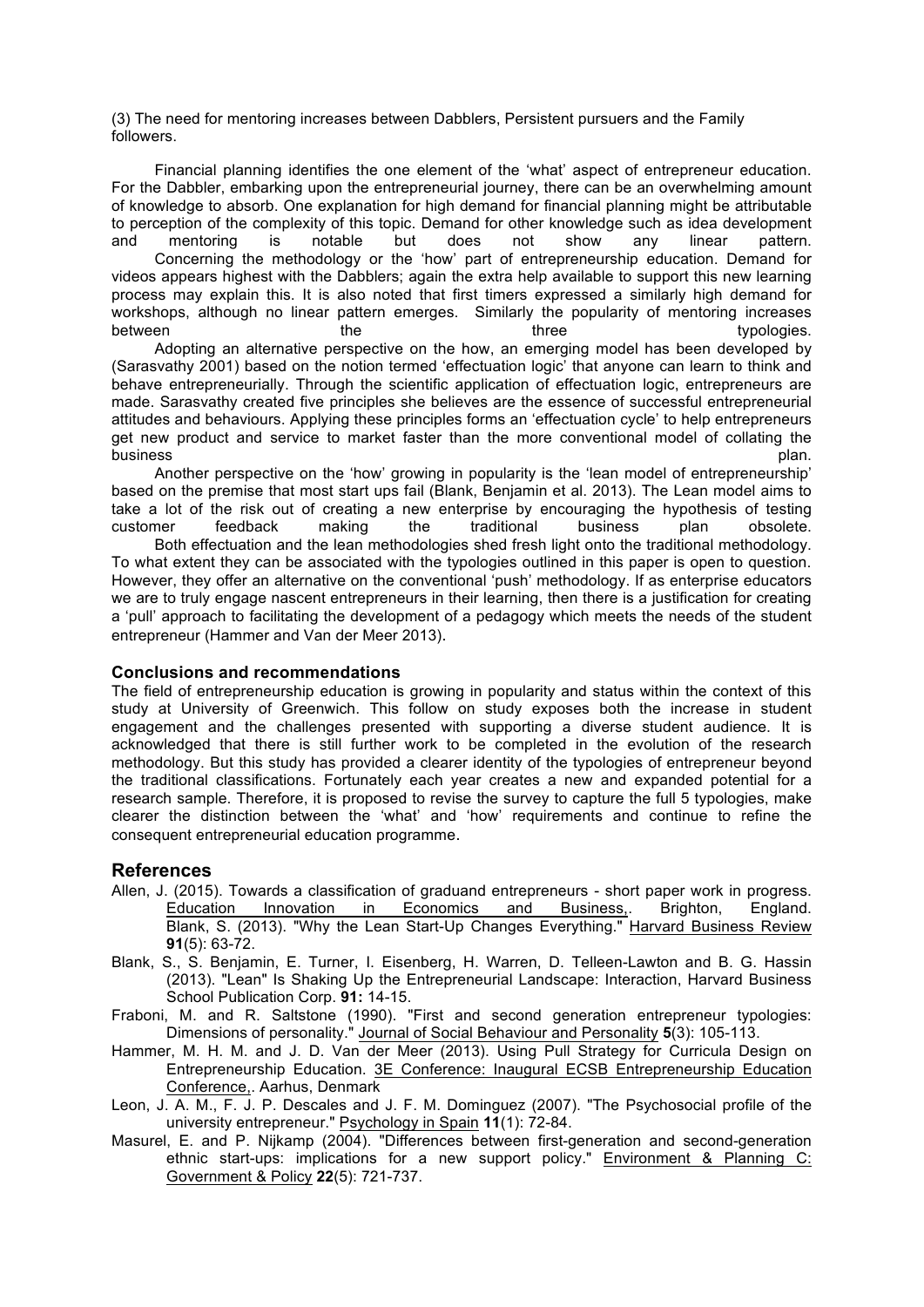(3) The need for mentoring increases between Dabblers, Persistent pursuers and the Family followers.

Financial planning identifies the one element of the 'what' aspect of entrepreneur education. For the Dabbler, embarking upon the entrepreneurial journey, there can be an overwhelming amount of knowledge to absorb. One explanation for high demand for financial planning might be attributable to perception of the complexity of this topic. Demand for other knowledge such as idea development and mentoring is notable but does not show any linear pattern.

Concerning the methodology or the 'how' part of entrepreneurship education. Demand for videos appears highest with the Dabblers; again the extra help available to support this new learning process may explain this. It is also noted that first timers expressed a similarly high demand for workshops, although no linear pattern emerges. Similarly the popularity of mentoring increases between the three typologies.

Adopting an alternative perspective on the how, an emerging model has been developed by (Sarasvathy 2001) based on the notion termed 'effectuation logic' that anyone can learn to think and behave entrepreneurially. Through the scientific application of effectuation logic, entrepreneurs are made. Sarasvathy created five principles she believes are the essence of successful entrepreneurial attitudes and behaviours. Applying these principles forms an 'effectuation cycle' to help entrepreneurs get new product and service to market faster than the more conventional model of collating the business plan.

Another perspective on the 'how' growing in popularity is the 'lean model of entrepreneurship' based on the premise that most start ups fail (Blank, Benjamin et al. 2013). The Lean model aims to take a lot of the risk out of creating a new enterprise by encouraging the hypothesis of testing customer feedback making the traditional business plan obsolete.

Both effectuation and the lean methodologies shed fresh light onto the traditional methodology. To what extent they can be associated with the typologies outlined in this paper is open to question. However, they offer an alternative on the conventional 'push' methodology. If as enterprise educators we are to truly engage nascent entrepreneurs in their learning, then there is a justification for creating a 'pull' approach to facilitating the development of a pedagogy which meets the needs of the student entrepreneur (Hammer and Van der Meer 2013).

### Conclusions and recommendations

The field of entrepreneurship education is growing in popularity and status within the context of this study at University of Greenwich. This follow on study exposes both the increase in student engagement and the challenges presented with supporting a diverse student audience. It is acknowledged that there is still further work to be completed in the evolution of the research methodology. But this study has provided a clearer identity of the typologies of entrepreneur beyond the traditional classifications. Fortunately each year creates a new and expanded potential for a research sample. Therefore, it is proposed to revise the survey to capture the full 5 typologies, make clearer the distinction between the 'what' and 'how' requirements and continue to refine the consequent entrepreneurial education programme.

## References

Allen, J. (2015). Towards a classification of graduand entrepreneurs - short paper work in progress. Education Innovation in Economics and Business,. Brighton, England.

Blank, S. (2013). "Why the Lean Start-Up Changes Everything." Harvard Business Review **91**(5): 63-72.

Blank, S., S. Benjamin, E. Turner, I. Eisenberg, H. Warren, D. Telleen-Lawton and B. G. Hassin (2013). "Lean" Is Shaking Up the Entrepreneurial Landscape: Interaction, Harvard Business School Publication Corp. **91:** 14-15.

Fraboni, M. and R. Saltstone (1990). "First and second generation entrepreneur typologies: Dimensions of personality." Journal of Social Behaviour and Personality **5**(3): 105-113.

Hammer, M. H. M. and J. D. Van der Meer (2013). Using Pull Strategy for Curricula Design on Entrepreneurship Education. 3E Conference: Inaugural ECSB Entrepreneurship Education Conference,. Aarhus, Denmark

Leon, J. A. M., F. J. P. Descales and J. F. M. Dominguez (2007). "The Psychosocial profile of the university entrepreneur." Psychology in Spain **11**(1): 72-84.

Masurel, E. and P. Nijkamp (2004). "Differences between first-generation and second-generation ethnic start-ups: implications for a new support policy." Environment & Planning C: Government & Policy **22**(5): 721-737.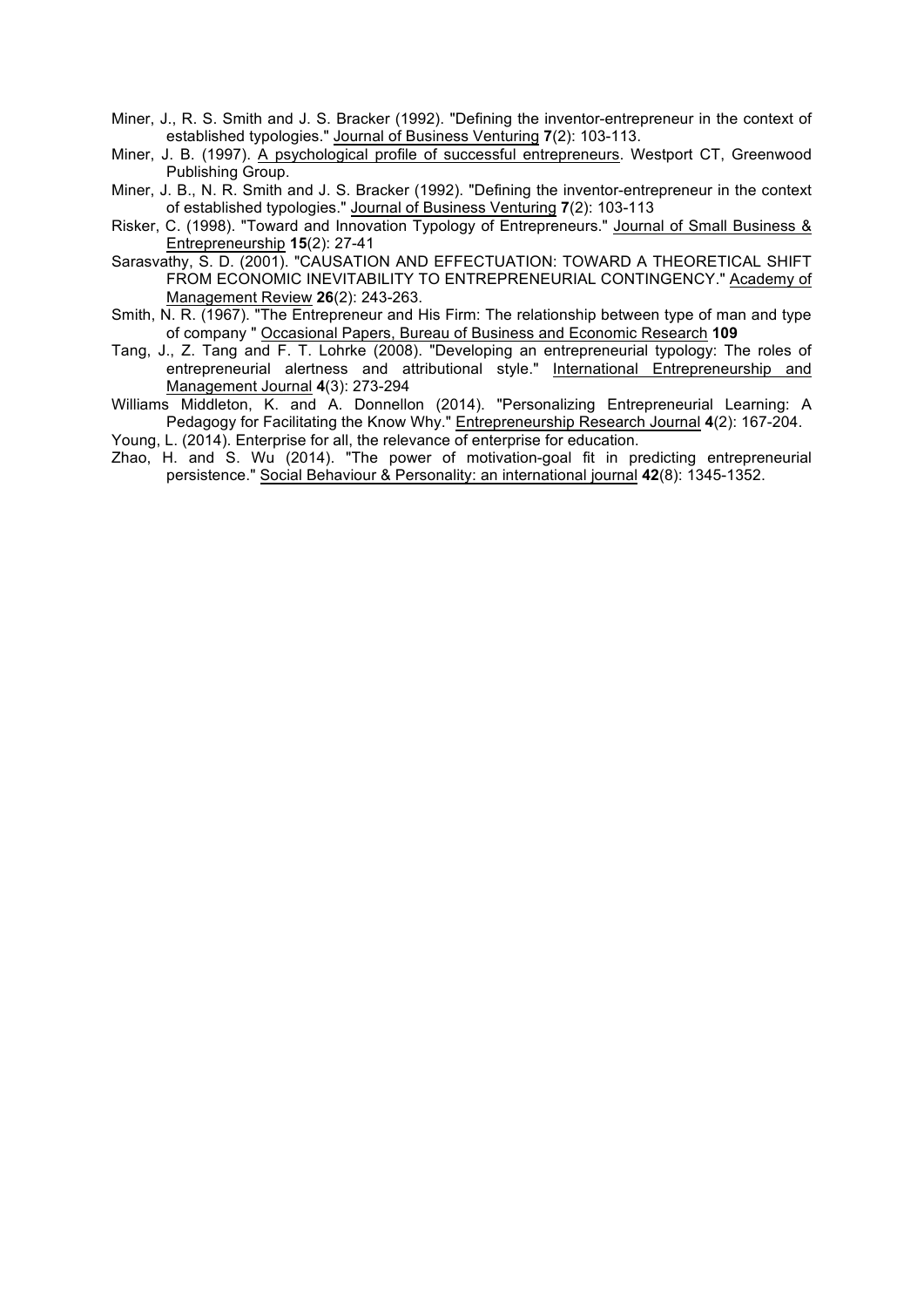Miner, J., R. S. Smith and J. S. Bracker (1992). "Defining the inventor-entrepreneur in the context of established typologies." Journal of Business Venturing **7**(2): 103-113.

Miner, J. B. (1997). A psychological profile of successful entrepreneurs. Westport CT, Greenwood Publishing Group.

Miner, J. B., N. R. Smith and J. S. Bracker (1992). "Defining the inventor-entrepreneur in the context of established typologies." Journal of Business Venturing **7**(2): 103-113

Risker, C. (1998). "Toward and Innovation Typology of Entrepreneurs." Journal of Small Business & Entrepreneurship **15**(2): 27-41

Sarasvathy, S. D. (2001). "CAUSATION AND EFFECTUATION: TOWARD A THEORETICAL SHIFT FROM ECONOMIC INEVITABILITY TO ENTREPRENEURIAL CONTINGENCY." Academy of Management Review **26**(2): 243-263.

Smith, N. R. (1967). "The Entrepreneur and His Firm: The relationship between type of man and type of company " Occasional Papers, Bureau of Business and Economic Research **109**

Tang, J., Z. Tang and F. T. Lohrke (2008). "Developing an entrepreneurial typology: The roles of entrepreneurial alertness and attributional style." International Entrepreneurship and Management Journal **4**(3): 273-294

Williams Middleton, K. and A. Donnellon (2014). "Personalizing Entrepreneurial Learning: A Pedagogy for Facilitating the Know Why." Entrepreneurship Research Journal **4**(2): 167-204.

Young, L. (2014). Enterprise for all, the relevance of enterprise for education.

Zhao, H. and S. Wu (2014). "The power of motivation-goal fit in predicting entrepreneurial persistence." Social Behaviour & Personality: an international journal **42**(8): 1345-1352.